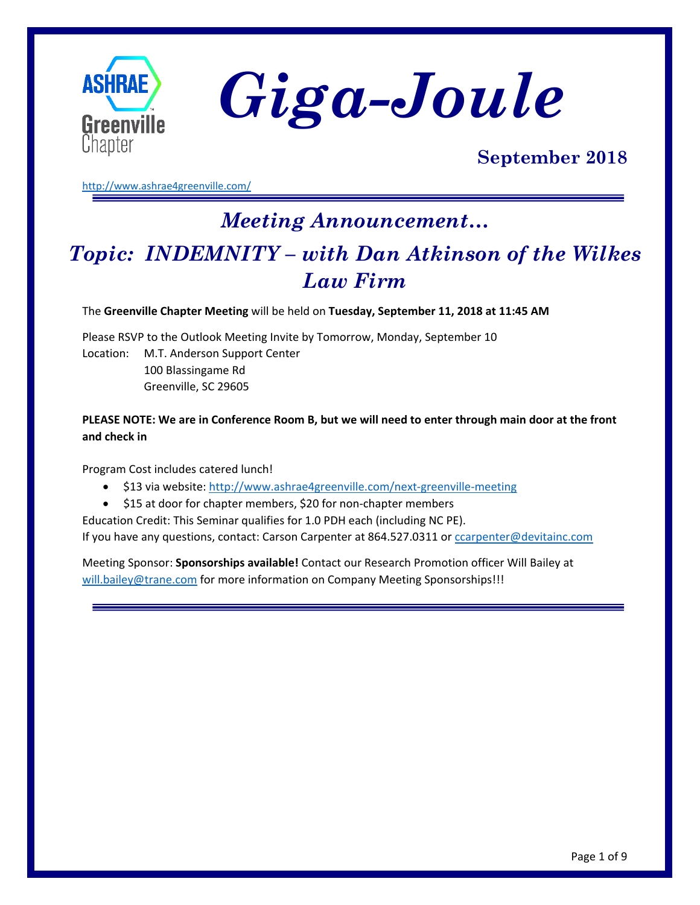ASHRAE Greenville Chapter

# Giga-Joule

## September 2018

http://www.ashrae4greenville.com/

---

## *Meeting Announcement…*

## *Topic: INDEMNITY – with Dan Atkinson of the Wilkes Law Firm*

The **Greenville Chapter Meeting** will be held on **Tuesday, September 11, 2018 at 11:45 AM**

Please RSVP to the Outlook Meeting Invite by Tomorrow, Monday, September 10

Location: M.T. Anderson Support Center
100 Blassingame Rd
Greenville, SC 29605

**PLEASE NOTE: We are in Conference Room B, but we will need to enter through main door at the front and check in**

Program Cost includes catered lunch!

- $13 via website: http://www.ashrae4greenville.com/next-greenville-meeting
- $15 at door for chapter members, $20 for non-chapter members

Education Credit: This Seminar qualifies for 1.0 PDH each (including NC PE).
If you have any questions, contact: Carson Carpenter at 864.527.0311 or ccarpenter@devitainc.com

Meeting Sponsor: **Sponsorships available!** Contact our Research Promotion officer Will Bailey at will.bailey@trane.com for more information on Company Meeting Sponsorships!!!

---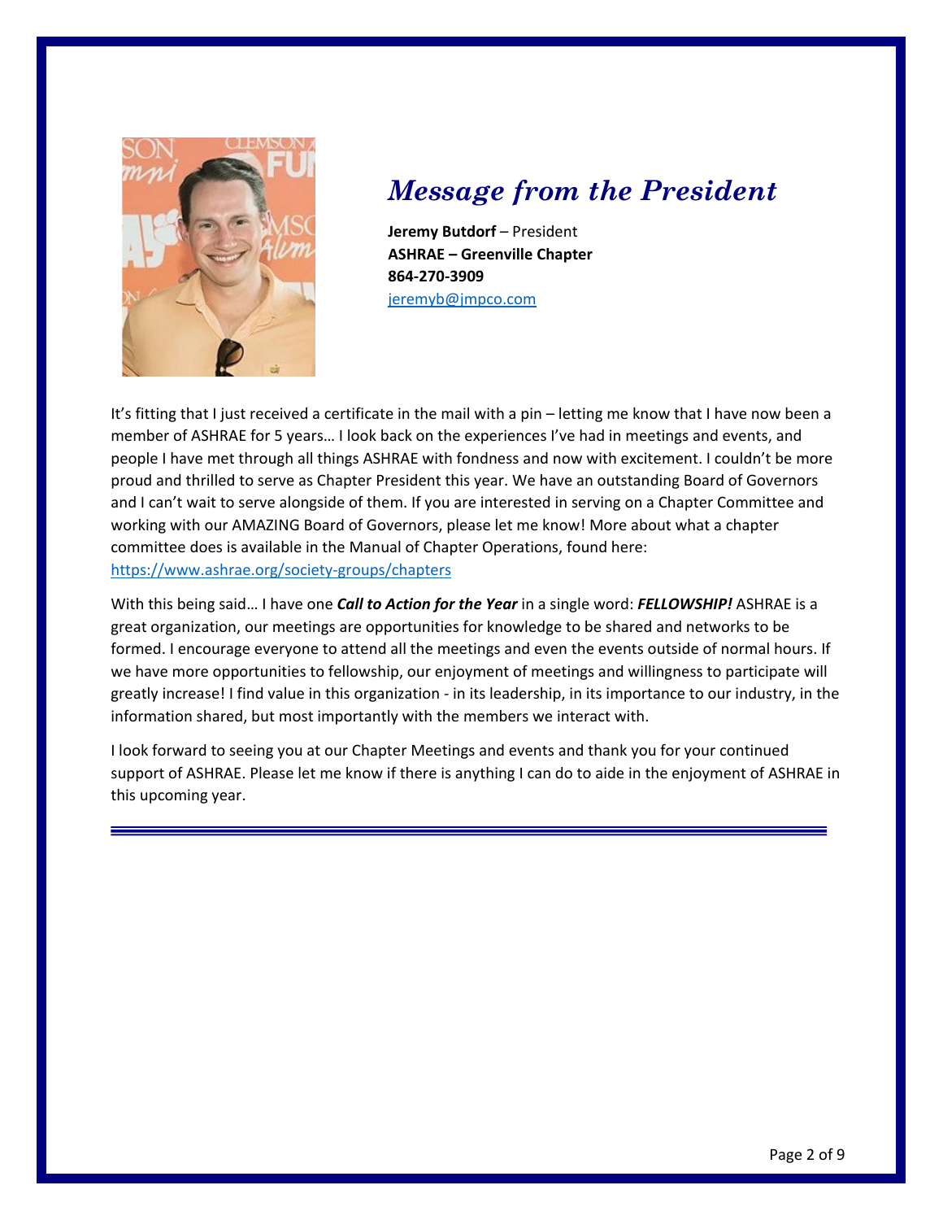# *Message from the President*

**Jeremy Butdorf** – President
**ASHRAE – Greenville Chapter**
**864-270-3909**
jeremyb@jmpco.com

It's fitting that I just received a certificate in the mail with a pin – letting me know that I have now been a member of ASHRAE for 5 years… I look back on the experiences I've had in meetings and events, and people I have met through all things ASHRAE with fondness and now with excitement. I couldn't be more proud and thrilled to serve as Chapter President this year. We have an outstanding Board of Governors and I can't wait to serve alongside of them. If you are interested in serving on a Chapter Committee and working with our AMAZING Board of Governors, please let me know! More about what a chapter committee does is available in the Manual of Chapter Operations, found here: https://www.ashrae.org/society-groups/chapters

With this being said… I have one ***Call to Action for the Year*** in a single word: ***FELLOWSHIP!*** ASHRAE is a great organization, our meetings are opportunities for knowledge to be shared and networks to be formed. I encourage everyone to attend all the meetings and even the events outside of normal hours. If we have more opportunities to fellowship, our enjoyment of meetings and willingness to participate will greatly increase! I find value in this organization - in its leadership, in its importance to our industry, in the information shared, but most importantly with the members we interact with.

I look forward to seeing you at our Chapter Meetings and events and thank you for your continued support of ASHRAE. Please let me know if there is anything I can do to aide in the enjoyment of ASHRAE in this upcoming year.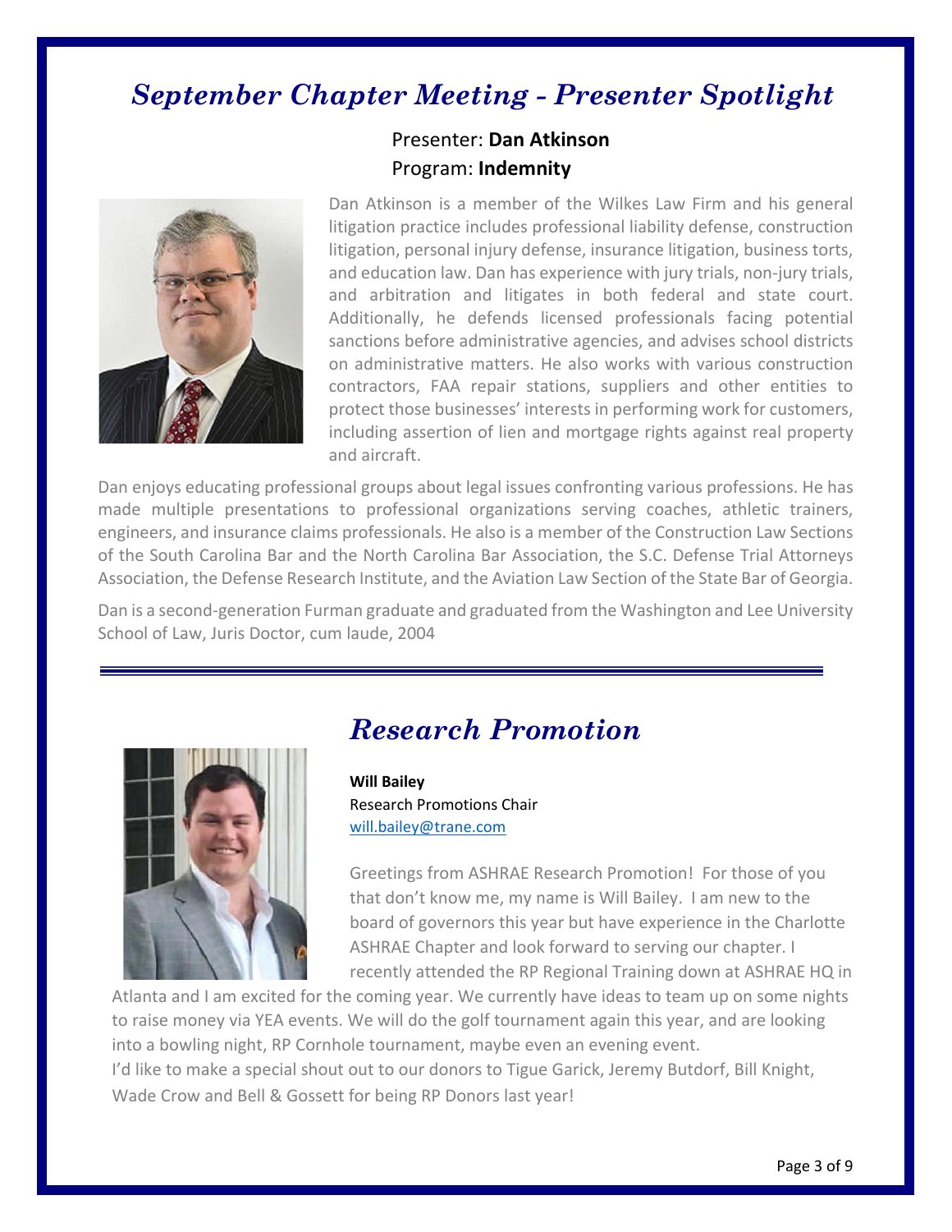# *September Chapter Meeting - Presenter Spotlight*

Presenter: **Dan Atkinson**
Program: **Indemnity**

Dan Atkinson is a member of the Wilkes Law Firm and his general litigation practice includes professional liability defense, construction litigation, personal injury defense, insurance litigation, business torts, and education law. Dan has experience with jury trials, non-jury trials, and arbitration and litigates in both federal and state court. Additionally, he defends licensed professionals facing potential sanctions before administrative agencies, and advises school districts on administrative matters. He also works with various construction contractors, FAA repair stations, suppliers and other entities to protect those businesses' interests in performing work for customers, including assertion of lien and mortgage rights against real property and aircraft.

Dan enjoys educating professional groups about legal issues confronting various professions. He has made multiple presentations to professional organizations serving coaches, athletic trainers, engineers, and insurance claims professionals. He also is a member of the Construction Law Sections of the South Carolina Bar and the North Carolina Bar Association, the S.C. Defense Trial Attorneys Association, the Defense Research Institute, and the Aviation Law Section of the State Bar of Georgia.

Dan is a second-generation Furman graduate and graduated from the Washington and Lee University School of Law, Juris Doctor, cum laude, 2004

---

# *Research Promotion*

**Will Bailey**
Research Promotions Chair
[will.bailey@trane.com](mailto:will.bailey@trane.com)

Greetings from ASHRAE Research Promotion! For those of you that don't know me, my name is Will Bailey. I am new to the board of governors this year but have experience in the Charlotte ASHRAE Chapter and look forward to serving our chapter. I recently attended the RP Regional Training down at ASHRAE HQ in Atlanta and I am excited for the coming year. We currently have ideas to team up on some nights to raise money via YEA events. We will do the golf tournament again this year, and are looking into a bowling night, RP Cornhole tournament, maybe even an evening event.

I'd like to make a special shout out to our donors to Tigue Garick, Jeremy Butdorf, Bill Knight, Wade Crow and Bell & Gossett for being RP Donors last year!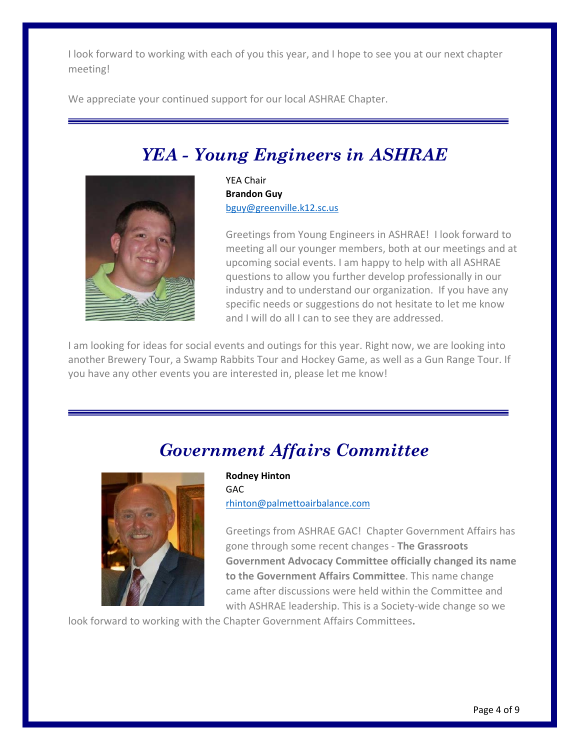I look forward to working with each of you this year, and I hope to see you at our next chapter meeting!

We appreciate your continued support for our local ASHRAE Chapter.

## *YEA - Young Engineers in ASHRAE*

YEA Chair
**Brandon Guy**
bguy@greenville.k12.sc.us

Greetings from Young Engineers in ASHRAE! I look forward to meeting all our younger members, both at our meetings and at upcoming social events. I am happy to help with all ASHRAE questions to allow you further develop professionally in our industry and to understand our organization. If you have any specific needs or suggestions do not hesitate to let me know and I will do all I can to see they are addressed.

I am looking for ideas for social events and outings for this year. Right now, we are looking into another Brewery Tour, a Swamp Rabbits Tour and Hockey Game, as well as a Gun Range Tour. If you have any other events you are interested in, please let me know!

## *Government Affairs Committee*

**Rodney Hinton**
GAC
rhinton@palmettoairbalance.com

Greetings from ASHRAE GAC! Chapter Government Affairs has gone through some recent changes - **The Grassroots Government Advocacy Committee officially changed its name to the Government Affairs Committee**. This name change came after discussions were held within the Committee and with ASHRAE leadership. This is a Society-wide change so we look forward to working with the Chapter Government Affairs Committees**.**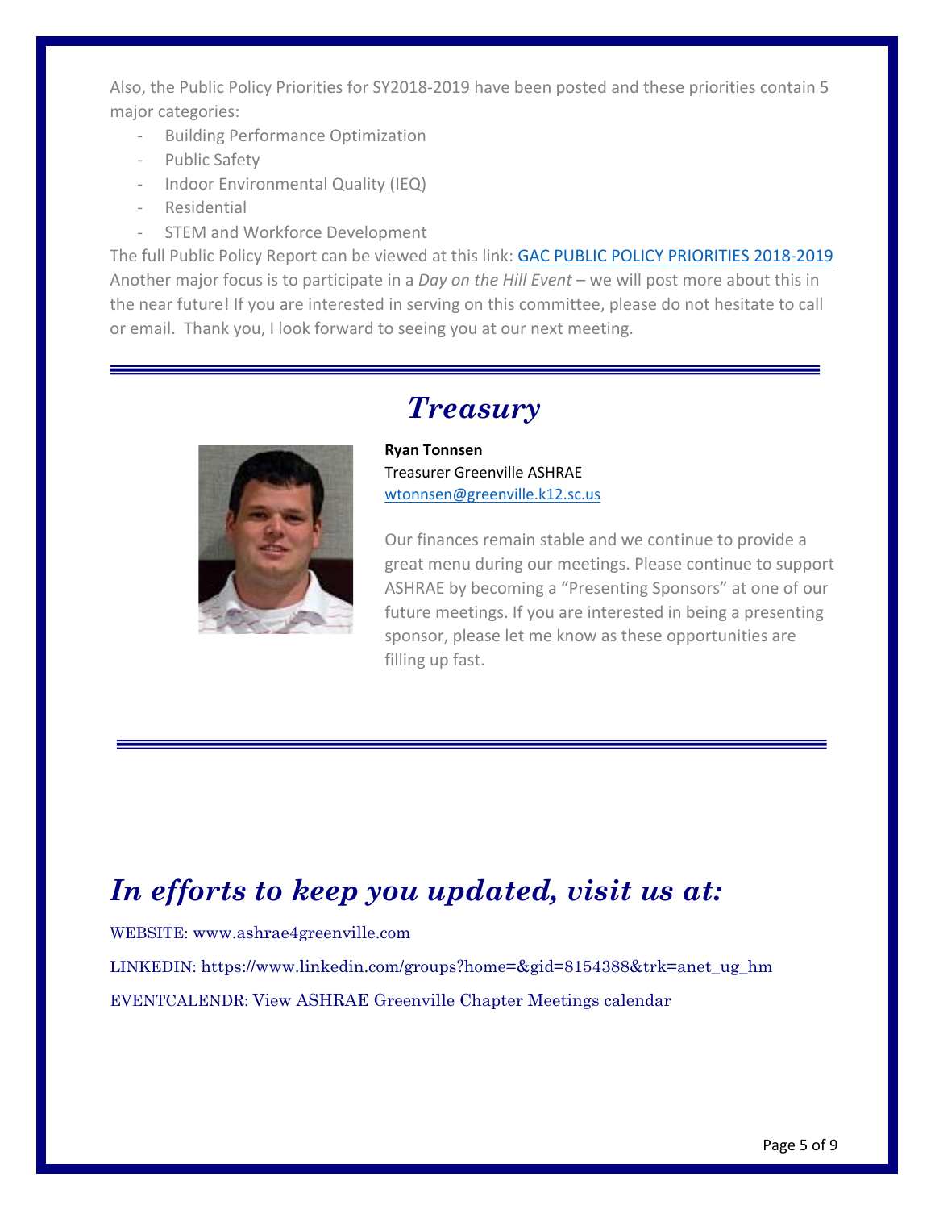Also, the Public Policy Priorities for SY2018-2019 have been posted and these priorities contain 5 major categories:

- Building Performance Optimization
- Public Safety
- Indoor Environmental Quality (IEQ)
- Residential
- STEM and Workforce Development

The full Public Policy Report can be viewed at this link: GAC PUBLIC POLICY PRIORITIES 2018-2019
Another major focus is to participate in a *Day on the Hill Event* – we will post more about this in the near future! If you are interested in serving on this committee, please do not hesitate to call or email. Thank you, I look forward to seeing you at our next meeting.

## *Treasury*

**Ryan Tonnsen**
Treasurer Greenville ASHRAE
wtonnsen@greenville.k12.sc.us

Our finances remain stable and we continue to provide a great menu during our meetings. Please continue to support ASHRAE by becoming a "Presenting Sponsors" at one of our future meetings. If you are interested in being a presenting sponsor, please let me know as these opportunities are filling up fast.

## *In efforts to keep you updated, visit us at:*

WEBSITE: www.ashrae4greenville.com

LINKEDIN: https://www.linkedin.com/groups?home=&gid=8154388&trk=anet_ug_hm

EVENTCALENDR: View ASHRAE Greenville Chapter Meetings calendar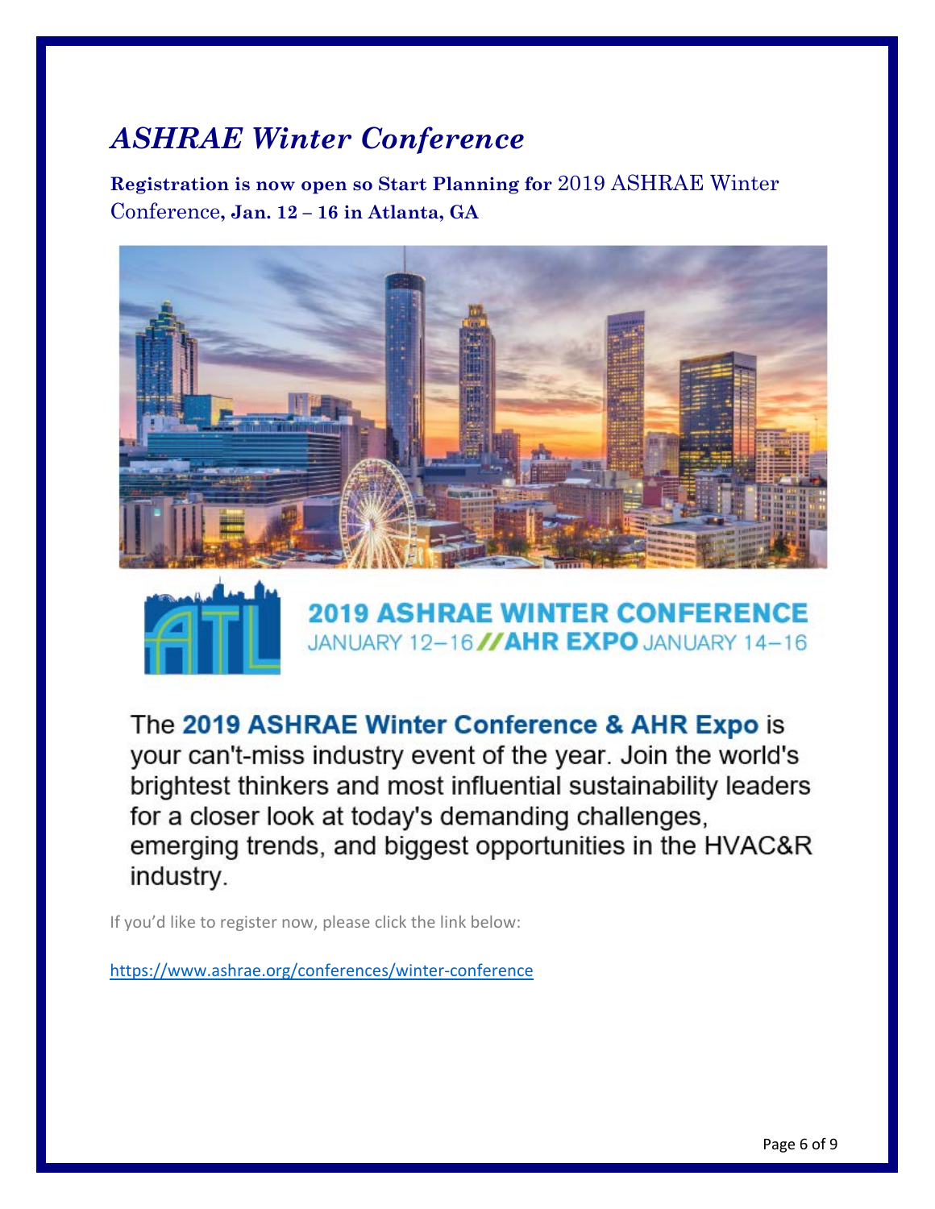# *ASHRAE Winter Conference*

**Registration is now open so Start Planning for** 2019 ASHRAE Winter Conference**, Jan. 12 – 16 in Atlanta, GA**

**2019 ASHRAE WINTER CONFERENCE**
JANUARY 12–16 // **AHR EXPO** JANUARY 14–16

The **2019 ASHRAE Winter Conference & AHR Expo** is your can't-miss industry event of the year. Join the world's brightest thinkers and most influential sustainability leaders for a closer look at today's demanding challenges, emerging trends, and biggest opportunities in the HVAC&R industry.

If you'd like to register now, please click the link below:

https://www.ashrae.org/conferences/winter-conference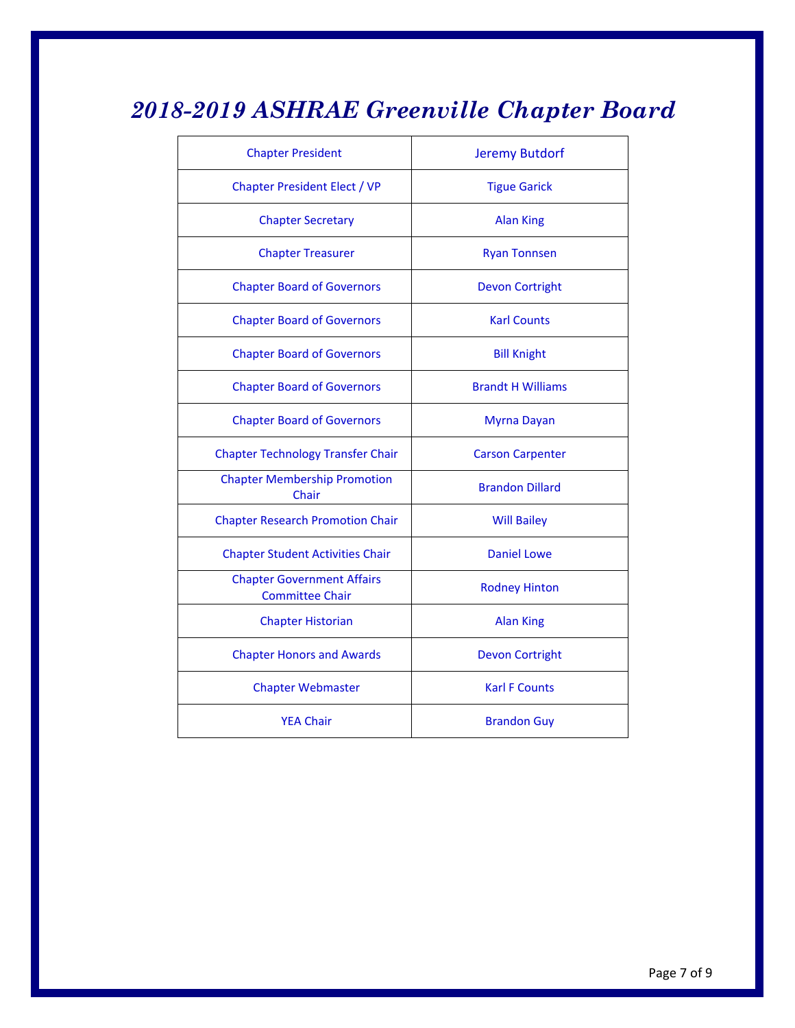# *2018-2019 ASHRAE Greenville Chapter Board*

| Position | Name |
|---|---|
| Chapter President | Jeremy Butdorf |
| Chapter President Elect / VP | Tigue Garick |
| Chapter Secretary | Alan King |
| Chapter Treasurer | Ryan Tonnsen |
| Chapter Board of Governors | Devon Cortright |
| Chapter Board of Governors | Karl Counts |
| Chapter Board of Governors | Bill Knight |
| Chapter Board of Governors | Brandt H Williams |
| Chapter Board of Governors | Myrna Dayan |
| Chapter Technology Transfer Chair | Carson Carpenter |
| Chapter Membership Promotion Chair | Brandon Dillard |
| Chapter Research Promotion Chair | Will Bailey |
| Chapter Student Activities Chair | Daniel Lowe |
| Chapter Government Affairs Committee Chair | Rodney Hinton |
| Chapter Historian | Alan King |
| Chapter Honors and Awards | Devon Cortright |
| Chapter Webmaster | Karl F Counts |
| YEA Chair | Brandon Guy |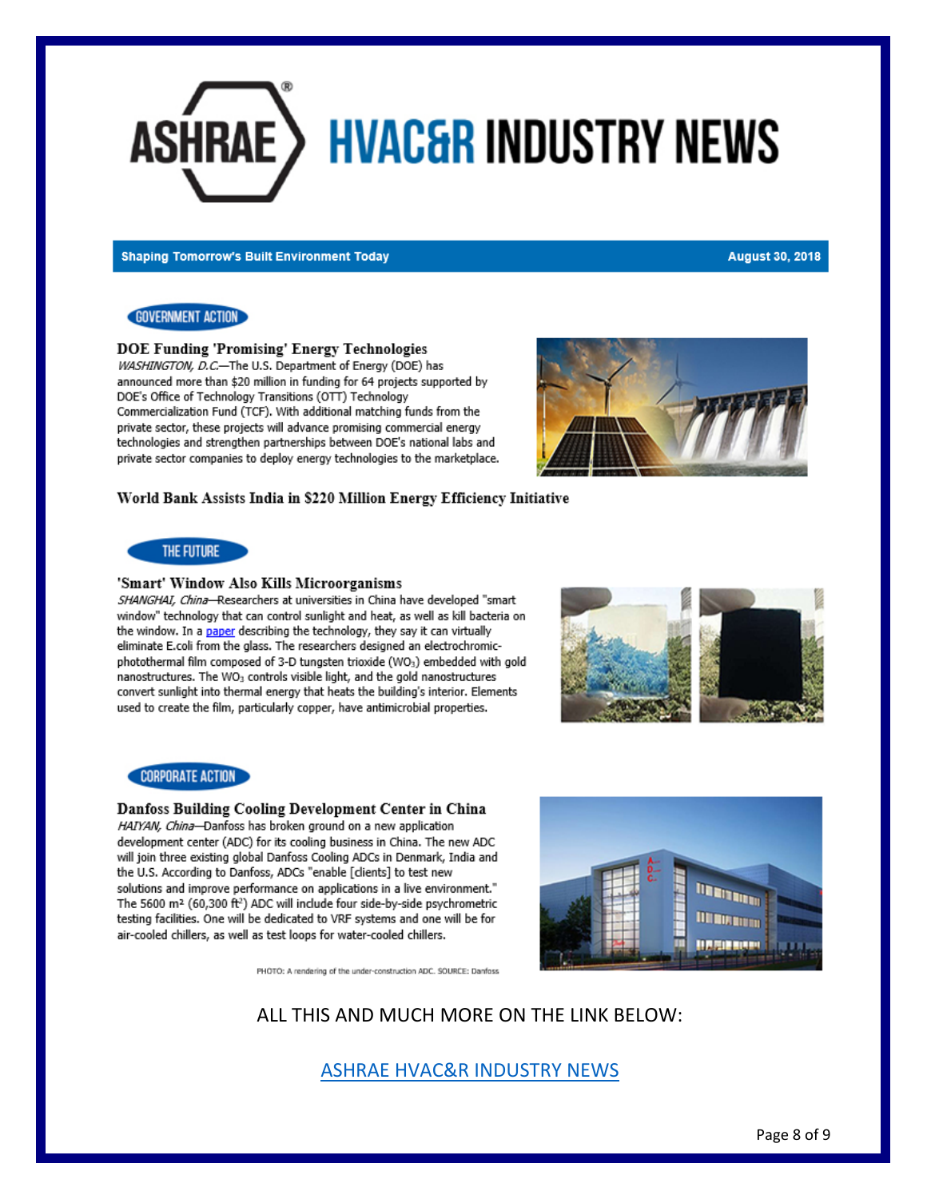# ASHRAE HVAC&R INDUSTRY NEWS

**Shaping Tomorrow's Built Environment Today** — **August 30, 2018**

## GOVERNMENT ACTION

### DOE Funding 'Promising' Energy Technologies

*WASHINGTON, D.C.*—The U.S. Department of Energy (DOE) has announced more than $20 million in funding for 64 projects supported by DOE's Office of Technology Transitions (OTT) Technology Commercialization Fund (TCF). With additional matching funds from the private sector, these projects will advance promising commercial energy technologies and strengthen partnerships between DOE's national labs and private sector companies to deploy energy technologies to the marketplace.

### World Bank Assists India in $220 Million Energy Efficiency Initiative

## THE FUTURE

### 'Smart' Window Also Kills Microorganisms

*SHANGHAI, China*—Researchers at universities in China have developed "smart window" technology that can control sunlight and heat, as well as kill bacteria on the window. In a paper describing the technology, they say it can virtually eliminate E.coli from the glass. The researchers designed an electrochromic-photothermal film composed of 3-D tungsten trioxide ($WO_3$) embedded with gold nanostructures. The $WO_3$ controls visible light, and the gold nanostructures convert sunlight into thermal energy that heats the building's interior. Elements used to create the film, particularly copper, have antimicrobial properties.

## CORPORATE ACTION

### Danfoss Building Cooling Development Center in China

*HAIYAN, China*—Danfoss has broken ground on a new application development center (ADC) for its cooling business in China. The new ADC will join three existing global Danfoss Cooling ADCs in Denmark, India and the U.S. According to Danfoss, ADCs "enable [clients] to test new solutions and improve performance on applications in a live environment." The 5600 m² (60,300 ft²) ADC will include four side-by-side psychrometric testing facilities. One will be dedicated to VRF systems and one will be for air-cooled chillers, as well as test loops for water-cooled chillers.

PHOTO: A rendering of the under-construction ADC. SOURCE: Danfoss

ALL THIS AND MUCH MORE ON THE LINK BELOW:

ASHRAE HVAC&R INDUSTRY NEWS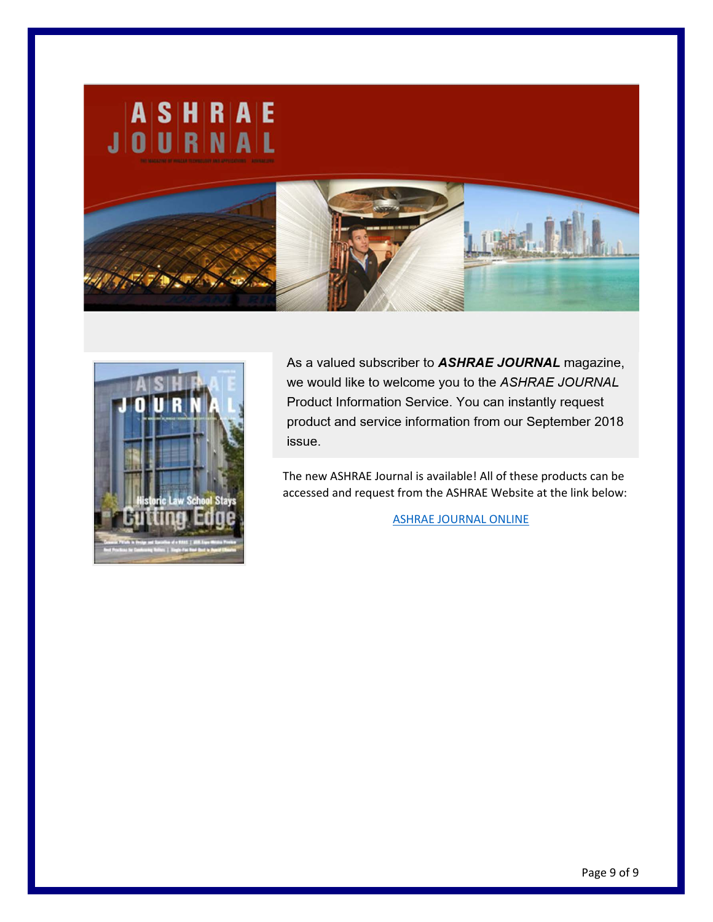As a valued subscriber to ***ASHRAE JOURNAL*** magazine, we would like to welcome you to the *ASHRAE JOURNAL* Product Information Service. You can instantly request product and service information from our September 2018 issue.

The new ASHRAE Journal is available! All of these products can be accessed and request from the ASHRAE Website at the link below:

ASHRAE JOURNAL ONLINE